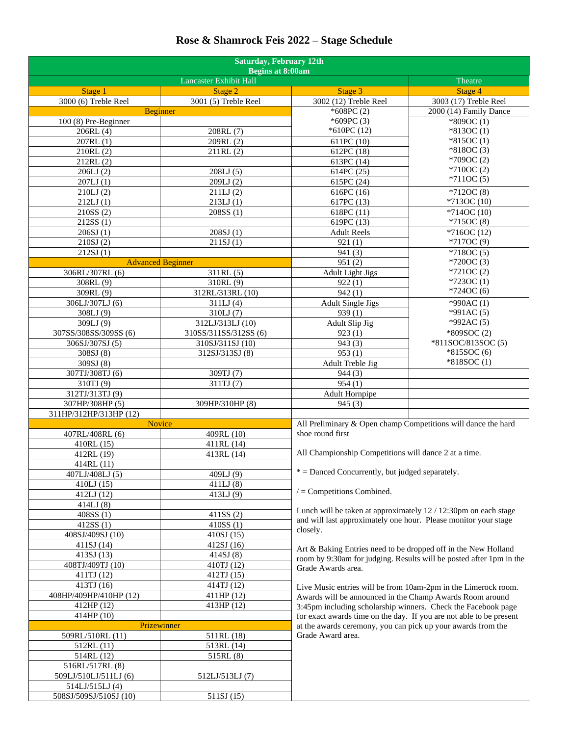# Rose & Shamrock Feis 2022 – Stage Schedule

| Saturday, February 12th<br>Begins at 8:00am | | | |
|---|---|---|---|
| Lancaster Exhibit Hall | | | Theatre |
| Stage 1 | Stage 2 | Stage 3 | Stage 4 |
| 3000 (6) Treble Reel | 3001 (5) Treble Reel | 3002 (12) Treble Reel | 3003 (17) Treble Reel |
| Beginner | | *608PC (2) | 2000 (14) Family Dance |
| 100 (8) Pre-Beginner | | *609PC (3) | *809OC (1) |
| 206RL (4) | 208RL (7) | *610PC (12) | *813OC (1) |
| 207RL (1) | 209RL (2) | 611PC (10) | *815OC (1) |
| 210RL (2) | 211RL (2) | 612PC (18) | *818OC (3) |
| 212RL (2) | | 613PC (14) | *709OC (2) |
| 206LJ (2) | 208LJ (5) | 614PC (25) | *710OC (2) |
| 207LJ (1) | 209LJ (2) | 615PC (24) | *711OC (5) |
| 210LJ (2) | 211LJ (2) | 616PC (16) | *712OC (8) |
| 212LJ (1) | 213LJ (1) | 617PC (13) | *713OC (10) |
| 210SS (2) | 208SS (1) | 618PC (11) | *714OC (10) |
| 212SS (1) | | 619PC (13) | *715OC (8) |
| 206SJ (1) | 208SJ (1) | Adult Reels | *716OC (12) |
| 210SJ (2) | 211SJ (1) | 921 (1) | *717OC (9) |
| 212SJ (1) | | 941 (3) | *718OC (5) |
| Advanced Beginner | | 951 (2) | *720OC (3) |
| 306RL/307RL (6) | 311RL (5) | Adult Light Jigs | *721OC (2) |
| 308RL (9) | 310RL (9) | 922 (1) | *723OC (1) |
| 309RL (9) | 312RL/313RL (10) | 942 (1) | *724OC (6) |
| 306LJ/307LJ (6) | 311LJ (4) | Adult Single Jigs | *990AC (1) |
| 308LJ (9) | 310LJ (7) | 939 (1) | *991AC (5) |
| 309LJ (9) | 312LJ/313LJ (10) | Adult Slip Jig | *992AC (5) |
| 307SS/308SS/309SS (6) | 310SS/311SS/312SS (6) | 923 (1) | *809SOC (2) |
| 306SJ/307SJ (5) | 310SJ/311SJ (10) | 943 (3) | *811SOC/813SOC (5) |
| 308SJ (8) | 312SJ/313SJ (8) | 953 (1) | *815SOC (6) |
| 309SJ (8) | | Adult Treble Jig | *818SOC (1) |
| 307TJ/308TJ (6) | 309TJ (7) | 944 (3) | |
| 310TJ (9) | 311TJ (7) | 954 (1) | |
| 312TJ/313TJ (9) | | Adult Hornpipe | |
| 307HP/308HP (5) | 309HP/310HP (8) | 945 (3) | |
| 311HP/312HP/313HP (12) | | | |
| Novice | | | |
| 407RL/408RL (6) | 409RL (10) | | |
| 410RL (15) | 411RL (14) | | |
| 412RL (19) | 413RL (14) | | |
| 414RL (11) | | | |
| 407LJ/408LJ (5) | 409LJ (9) | | |
| 410LJ (15) | 411LJ (8) | | |
| 412LJ (12) | 413LJ (9) | | |
| 414LJ (8) | | | |
| 408SS (1) | 411SS (2) | | |
| 412SS (1) | 410SS (1) | | |
| 408SJ/409SJ (10) | 410SJ (15) | | |
| 411SJ (14) | 412SJ (16) | | |
| 413SJ (13) | 414SJ (8) | | |
| 408TJ/409TJ (10) | 410TJ (12) | | |
| 411TJ (12) | 412TJ (15) | | |
| 413TJ (16) | 414TJ (12) | | |
| 408HP/409HP/410HP (12) | 411HP (12) | | |
| 412HP (12) | 413HP (12) | | |
| 414HP (10) | | | |
| Prizewinner | | | |
| 509RL/510RL (11) | 511RL (18) | | |
| 512RL (11) | 513RL (14) | | |
| 514RL (12) | 515RL (8) | | |
| 516RL/517RL (8) | | | |
| 509LJ/510LJ/511LJ (6) | 512LJ/513LJ (7) | | |
| 514LJ/515LJ (4) | | | |
| 508SJ/509SJ/510SJ (10) | 511SJ (15) | | |

All Preliminary & Open champ Competitions will dance the hard shoe round first

All Championship Competitions will dance 2 at a time.

* = Danced Concurrently, but judged separately.

/ = Competitions Combined.

Lunch will be taken at approximately 12 / 12:30pm on each stage and will last approximately one hour. Please monitor your stage closely.

Art & Baking Entries need to be dropped off in the New Holland room by 9:30am for judging. Results will be posted after 1pm in the Grade Awards area.

Live Music entries will be from 10am-2pm in the Limerock room. Awards will be announced in the Champ Awards Room around 3:45pm including scholarship winners. Check the Facebook page for exact awards time on the day. If you are not able to be present at the awards ceremony, you can pick up your awards from the Grade Award area.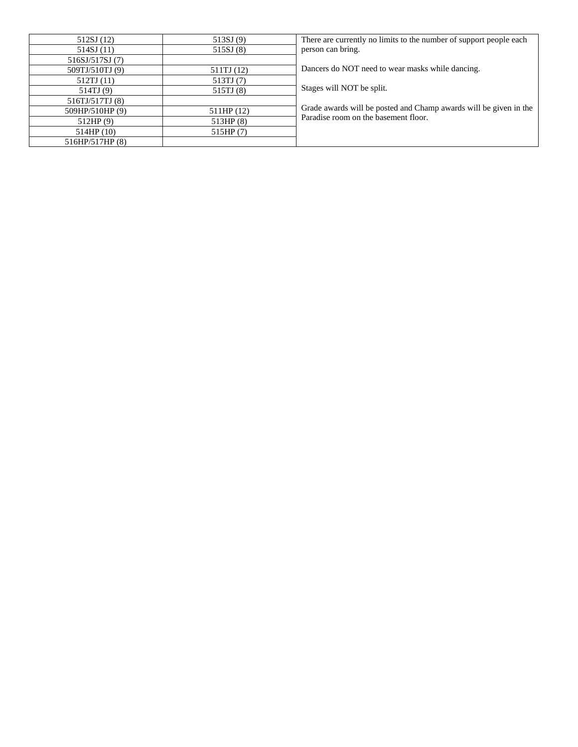| | | |
|---|---|---|
| 512SJ (12) | 513SJ (9) | There are currently no limits to the number of support people each person can bring.<br><br>Dancers do NOT need to wear masks while dancing.<br><br>Stages will NOT be split.<br><br>Grade awards will be posted and Champ awards will be given in the Paradise room on the basement floor. |
| 514SJ (11) | 515SJ (8) | |
| 516SJ/517SJ (7) | | |
| 509TJ/510TJ (9) | 511TJ (12) | |
| 512TJ (11) | 513TJ (7) | |
| 514TJ (9) | 515TJ (8) | |
| 516TJ/517TJ (8) | | |
| 509HP/510HP (9) | 511HP (12) | |
| 512HP (9) | 513HP (8) | |
| 514HP (10) | 515HP (7) | |
| 516HP/517HP (8) | | |